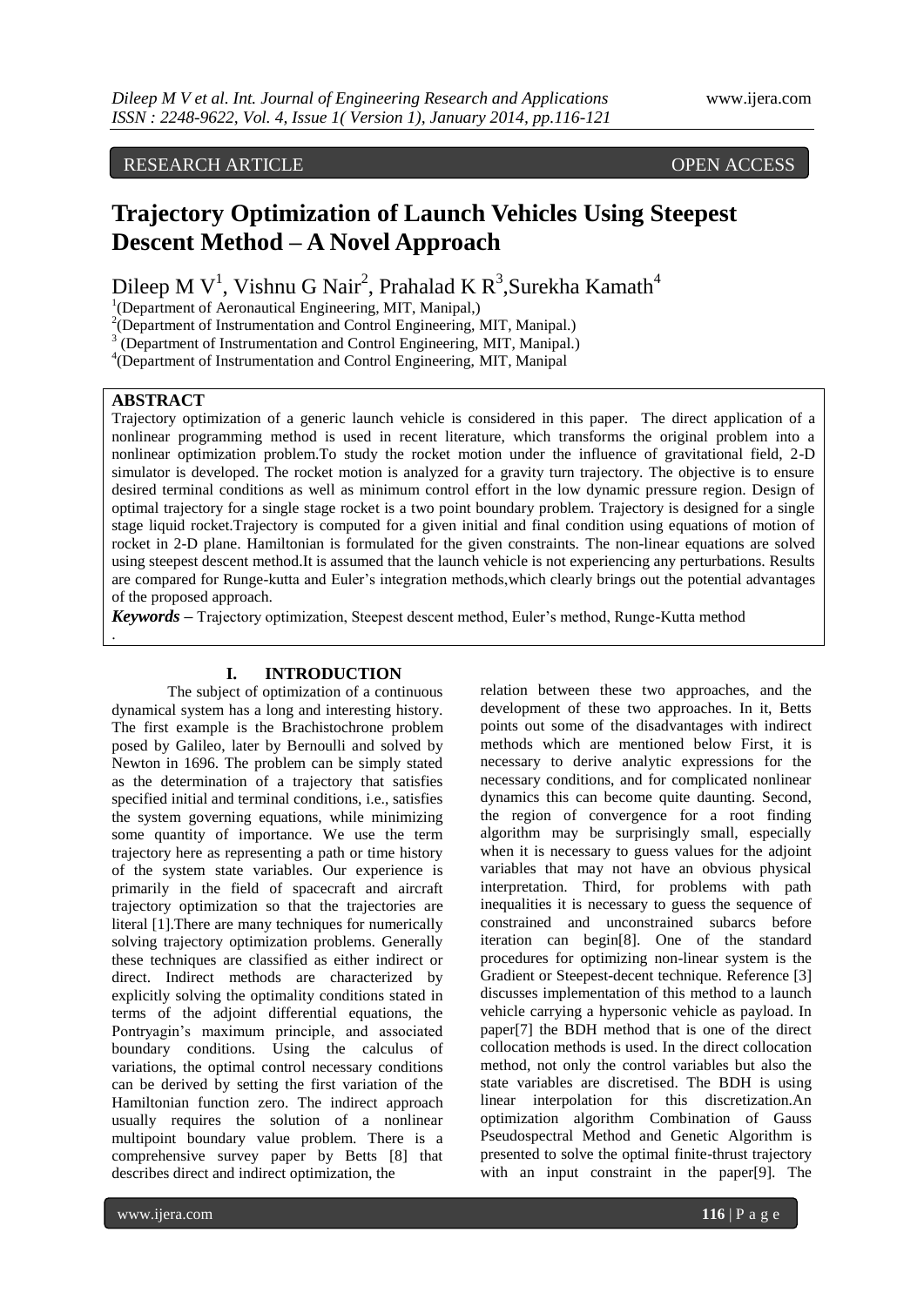RESEARCH ARTICLE OPEN ACCESS

# Trajectory Optimization of Launch Vehicles Using Steepest Descent Method – A Novel Approach

Dileep M V[1], Vishnu G Nair[2], Prahalad K R[3], Surekha Kamath[4]

[1](Department of Aeronautical Engineering, MIT, Manipal,)
[2](Department of Instrumentation and Control Engineering, MIT, Manipal.)
[3] (Department of Instrumentation and Control Engineering, MIT, Manipal.)
[4](Department of Instrumentation and Control Engineering, MIT, Manipal

## ABSTRACT

Trajectory optimization of a generic launch vehicle is considered in this paper. The direct application of a nonlinear programming method is used in recent literature, which transforms the original problem into a nonlinear optimization problem.To study the rocket motion under the influence of gravitational field, 2-D simulator is developed. The rocket motion is analyzed for a gravity turn trajectory. The objective is to ensure desired terminal conditions as well as minimum control effort in the low dynamic pressure region. Design of optimal trajectory for a single stage rocket is a two point boundary problem. Trajectory is designed for a single stage liquid rocket.Trajectory is computed for a given initial and final condition using equations of motion of rocket in 2-D plane. Hamiltonian is formulated for the given constraints. The non-linear equations are solved using steepest descent method.It is assumed that the launch vehicle is not experiencing any perturbations. Results are compared for Runge-kutta and Euler's integration methods,which clearly brings out the potential advantages of the proposed approach.

***Keywords*** **–** Trajectory optimization, Steepest descent method, Euler's method, Runge-Kutta method

.

## I. INTRODUCTION

The subject of optimization of a continuous dynamical system has a long and interesting history. The first example is the Brachistochrone problem posed by Galileo, later by Bernoulli and solved by Newton in 1696. The problem can be simply stated as the determination of a trajectory that satisfies specified initial and terminal conditions, i.e., satisfies the system governing equations, while minimizing some quantity of importance. We use the term trajectory here as representing a path or time history of the system state variables. Our experience is primarily in the field of spacecraft and aircraft trajectory optimization so that the trajectories are literal [1].There are many techniques for numerically solving trajectory optimization problems. Generally these techniques are classified as either indirect or direct. Indirect methods are characterized by explicitly solving the optimality conditions stated in terms of the adjoint differential equations, the Pontryagin's maximum principle, and associated boundary conditions. Using the calculus of variations, the optimal control necessary conditions can be derived by setting the first variation of the Hamiltonian function zero. The indirect approach usually requires the solution of a nonlinear multipoint boundary value problem. There is a comprehensive survey paper by Betts [8] that describes direct and indirect optimization, the relation between these two approaches, and the development of these two approaches. In it, Betts points out some of the disadvantages with indirect methods which are mentioned below First, it is necessary to derive analytic expressions for the necessary conditions, and for complicated nonlinear dynamics this can become quite daunting. Second, the region of convergence for a root finding algorithm may be surprisingly small, especially when it is necessary to guess values for the adjoint variables that may not have an obvious physical interpretation. Third, for problems with path inequalities it is necessary to guess the sequence of constrained and unconstrained subarcs before iteration can begin[8]. One of the standard procedures for optimizing non-linear system is the Gradient or Steepest-decent technique. Reference [3] discusses implementation of this method to a launch vehicle carrying a hypersonic vehicle as payload. In paper[7] the BDH method that is one of the direct collocation methods is used. In the direct collocation method, not only the control variables but also the state variables are discretised. The BDH is using linear interpolation for this discretization.An optimization algorithm Combination of Gauss Pseudospectral Method and Genetic Algorithm is presented to solve the optimal finite-thrust trajectory with an input constraint in the paper[9]. The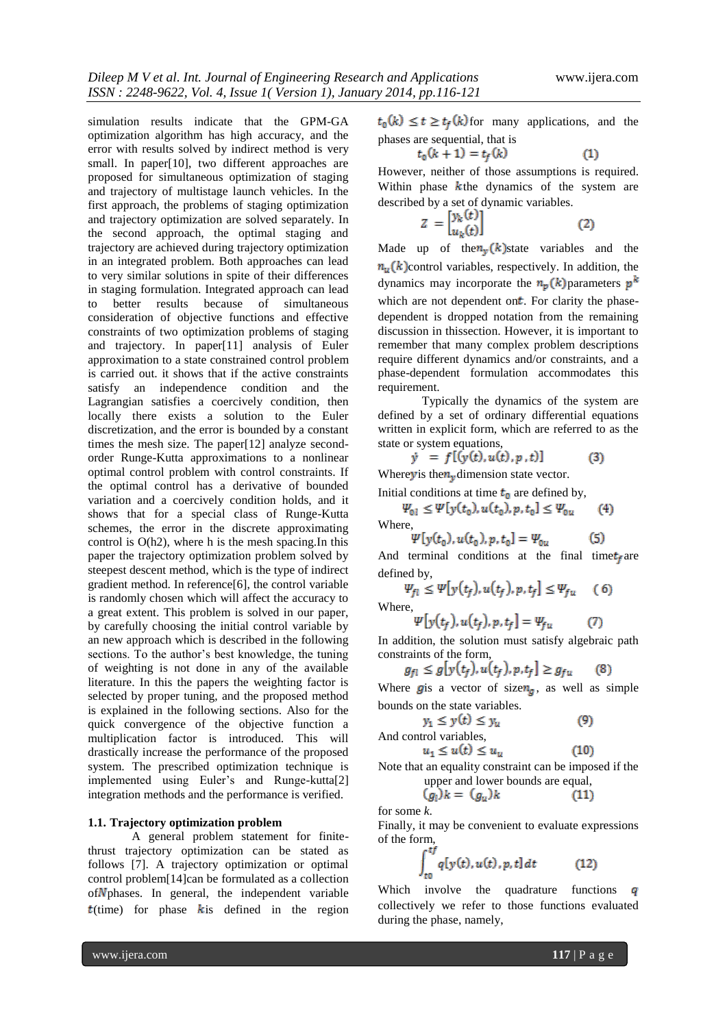simulation results indicate that the GPM-GA optimization algorithm has high accuracy, and the error with results solved by indirect method is very small. In paper[10], two different approaches are proposed for simultaneous optimization of staging and trajectory of multistage launch vehicles. In the first approach, the problems of staging optimization and trajectory optimization are solved separately. In the second approach, the optimal staging and trajectory are achieved during trajectory optimization in an integrated problem. Both approaches can lead to very similar solutions in spite of their differences in staging formulation. Integrated approach can lead to better results because of simultaneous consideration of objective functions and effective constraints of two optimization problems of staging and trajectory. In paper[11] analysis of Euler approximation to a state constrained control problem is carried out. it shows that if the active constraints satisfy an independence condition and the Lagrangian satisfies a coercively condition, then locally there exists a solution to the Euler discretization, and the error is bounded by a constant times the mesh size. The paper[12] analyze second-order Runge-Kutta approximations to a nonlinear optimal control problem with control constraints. If the optimal control has a derivative of bounded variation and a coercively condition holds, and it shows that for a special class of Runge-Kutta schemes, the error in the discrete approximating control is O(h2), where h is the mesh spacing.In this paper the trajectory optimization problem solved by steepest descent method, which is the type of indirect gradient method. In reference[6], the control variable is randomly chosen which will affect the accuracy to a great extent. This problem is solved in our paper, by carefully choosing the initial control variable by an new approach which is described in the following sections. To the author's best knowledge, the tuning of weighting is not done in any of the available literature. In this the papers the weighting factor is selected by proper tuning, and the proposed method is explained in the following sections. Also for the quick convergence of the objective function a multiplication factor is introduced. This will drastically increase the performance of the proposed system. The prescribed optimization technique is implemented using Euler's and Runge-kutta[2] integration methods and the performance is verified.

### 1.1. Trajectory optimization problem

A general problem statement for finite-thrust trajectory optimization can be stated as follows [7]. A trajectory optimization or optimal control problem[14]can be formulated as a collection of$N$phases. In general, the independent variable $t$(time) for phase $k$is defined in the region $t_0(k) \le t \ge t_f(k)$for many applications, and the phases are sequential, that is

$$t_0(k+1) = t_f(k) \qquad (1)$$

However, neither of those assumptions is required. Within phase $k$the dynamics of the system are described by a set of dynamic variables.

$$Z = \begin{bmatrix} y_k(t) \\ u_k(t) \end{bmatrix} \qquad (2)$$

Made up of the$n_y(k)$state variables and the $n_u(k)$control variables, respectively. In addition, the dynamics may incorporate the $n_p(k)$parameters $p^k$ which are not dependent on$t$. For clarity the phase-dependent is dropped notation from the remaining discussion in thissection. However, it is important to remember that many complex problem descriptions require different dynamics and/or constraints, and a phase-dependent formulation accommodates this requirement.

Typically the dynamics of the system are defined by a set of ordinary differential equations written in explicit form, which are referred to as the state or system equations,

$$\dot{y} = f[(y(t), u(t), p, t)] \qquad (3)$$

Where$y$is the$n_y$dimension state vector.

Initial conditions at time $t_0$ are defined by,

$$\Psi_{0l} \le \Psi[y(t_0), u(t_0), p, t_0] \le \Psi_{0u} \qquad (4)$$

Where,

$$\Psi[y(t_0), u(t_0), p, t_0] = \Psi_{0u} \qquad (5)$$

And terminal conditions at the final time$t_f$are defined by,

$$\Psi_{fl} \le \Psi[y(t_f), u(t_f), p, t_f] \le \Psi_{fu} \qquad (6)$$

Where,

$$\Psi[y(t_f), u(t_f), p, t_f] = \Psi_{fu} \qquad (7)$$

In addition, the solution must satisfy algebraic path constraints of the form,

$$g_{fl} \le g[y(t_f), u(t_f), p, t_f] \ge g_{fu} \qquad (8)$$

Where $g$is a vector of size$n_g$, as well as simple bounds on the state variables.

$$y_1 \le y(t) \le y_u \qquad (9)$$

And control variables,

$$u_1 \le u(t) \le u_u \qquad (10)$$

Note that an equality constraint can be imposed if the upper and lower bounds are equal,

$$(g_l)k = (g_u)k \qquad (11)$$

for some *k*.

Finally, it may be convenient to evaluate expressions of the form,

$$\int_{t0}^{tf} q[y(t), u(t), p, t]\,dt \qquad (12)$$

Which involve the quadrature functions $q$ collectively we refer to those functions evaluated during the phase, namely,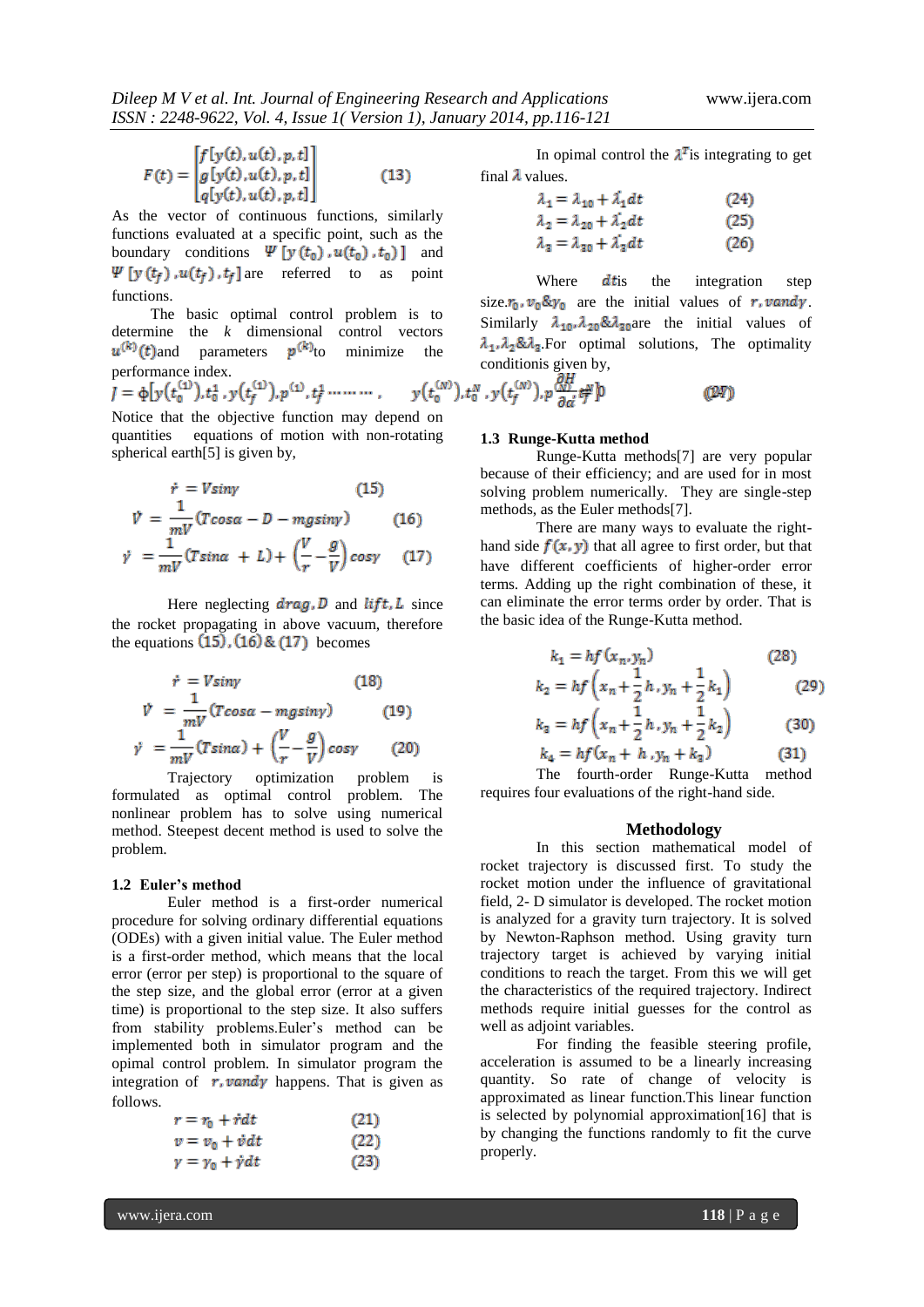$$F(t) = \begin{bmatrix} f[y(t), u(t), p, t] \\ g[y(t), u(t), p, t] \\ q[y(t), u(t), p, t] \end{bmatrix} \qquad (13)$$

As the vector of continuous functions, similarly functions evaluated at a specific point, such as the boundary conditions $\Psi\,[y\,(t_0)\,, u(t_0)\,, t_0)]$ and $\Psi\,[y\,(t_f)\,, u(t_f)\,, t_f]$ are referred to as point functions.

The basic optimal control problem is to determine the $k$ dimensional control vectors $u^{(k)}(t)$and parameters $p^{(k)}$to minimize the performance index.

$$J = \phi[y(t_0^{(1)}), t_0^1, y(t_f^{(1)}), p^{(1)}, t_f^1 \cdots\cdots, \quad y(t_0^{(N)}), t_0^N, y(t_f^{(N)}), p^{(N)}, t_f^N] \qquad (14)$$

Notice that the objective function may depend on quantities equations of motion with non-rotating spherical earth[5] is given by,

$$\dot{r} = V\sin\gamma \qquad (15)$$

$$\dot{V} = \frac{1}{mV}(T\cos\alpha - D - mg\sin\gamma) \qquad (16)$$

$$\dot{\gamma} = \frac{1}{mV}(T\sin\alpha + L) + \left(\frac{V}{r} - \frac{g}{V}\right)\cos\gamma \qquad (17)$$

Here neglecting $drag, D$ and $lift, L$ since the rocket propagating in above vacuum, therefore the equations (15), (16) & (17) becomes

$$\dot{r} = V\sin\gamma \qquad (18)$$

$$\dot{V} = \frac{1}{mV}(T\cos\alpha - mg\sin\gamma) \qquad (19)$$

$$\dot{\gamma} = \frac{1}{mV}(T\sin\alpha) + \left(\frac{V}{r} - \frac{g}{V}\right)\cos\gamma \qquad (20)$$

Trajectory optimization problem is formulated as optimal control problem. The nonlinear problem has to solve using numerical method. Steepest decent method is used to solve the problem.

### 1.2 Euler's method

Euler method is a first-order numerical procedure for solving ordinary differential equations (ODEs) with a given initial value. The Euler method is a first-order method, which means that the local error (error per step) is proportional to the square of the step size, and the global error (error at a given time) is proportional to the step size. It also suffers from stability problems.Euler's method can be implemented both in simulator program and the opimal control problem. In simulator program the integration of $r, v and \gamma$ happens. That is given as follows.

$$r = r_0 + \dot{r}dt \qquad (21)$$

$$v = v_0 + \dot{v}dt \qquad (22)$$

$$\gamma = \gamma_0 + \dot{\gamma}dt \qquad (23)$$

In opimal control the $\lambda^T$is integrating to get final $\lambda$ values.

$$\lambda_1 = \lambda_{10} + \dot{\lambda}_1 dt \qquad (24)$$

$$\lambda_2 = \lambda_{20} + \dot{\lambda}_2 dt \qquad (25)$$

$$\lambda_3 = \lambda_{30} + \dot{\lambda}_3 dt \qquad (26)$$

Where $dt$is the integration step size.$r_0, v_0 \& \gamma_0$ are the initial values of $r, v and \gamma$. Similarly $\lambda_{10}, \lambda_{20} \& \lambda_{30}$are the initial values of $\lambda_1, \lambda_2 \& \lambda_3$.For optimal solutions, The optimality conditionis given by,

$$\frac{\partial H}{\partial \alpha} = 0 \qquad (27)$$

### 1.3 Runge-Kutta method

Runge-Kutta methods[7] are very popular because of their efficiency; and are used for in most solving problem numerically. They are single-step methods, as the Euler methods[7].

There are many ways to evaluate the right-hand side $f(x, y)$ that all agree to first order, but that have different coefficients of higher-order error terms. Adding up the right combination of these, it can eliminate the error terms order by order. That is the basic idea of the Runge-Kutta method.

$$k_1 = hf(x_n, y_n) \qquad (28)$$

$$k_2 = hf\left(x_n + \frac{1}{2}h, y_n + \frac{1}{2}k_1\right) \qquad (29)$$

$$k_3 = hf\left(x_n + \frac{1}{2}h, y_n + \frac{1}{2}k_2\right) \qquad (30)$$

$$k_4 = hf(x_n + h, y_n + k_3) \qquad (31)$$

The fourth-order Runge-Kutta method requires four evaluations of the right-hand side.

## Methodology

In this section mathematical model of rocket trajectory is discussed first. To study the rocket motion under the influence of gravitational field, 2- D simulator is developed. The rocket motion is analyzed for a gravity turn trajectory. It is solved by Newton-Raphson method. Using gravity turn trajectory target is achieved by varying initial conditions to reach the target. From this we will get the characteristics of the required trajectory. Indirect methods require initial guesses for the control as well as adjoint variables.

For finding the feasible steering profile, acceleration is assumed to be a linearly increasing quantity. So rate of change of velocity is approximated as linear function.This linear function is selected by polynomial approximation[16] that is by changing the functions randomly to fit the curve properly.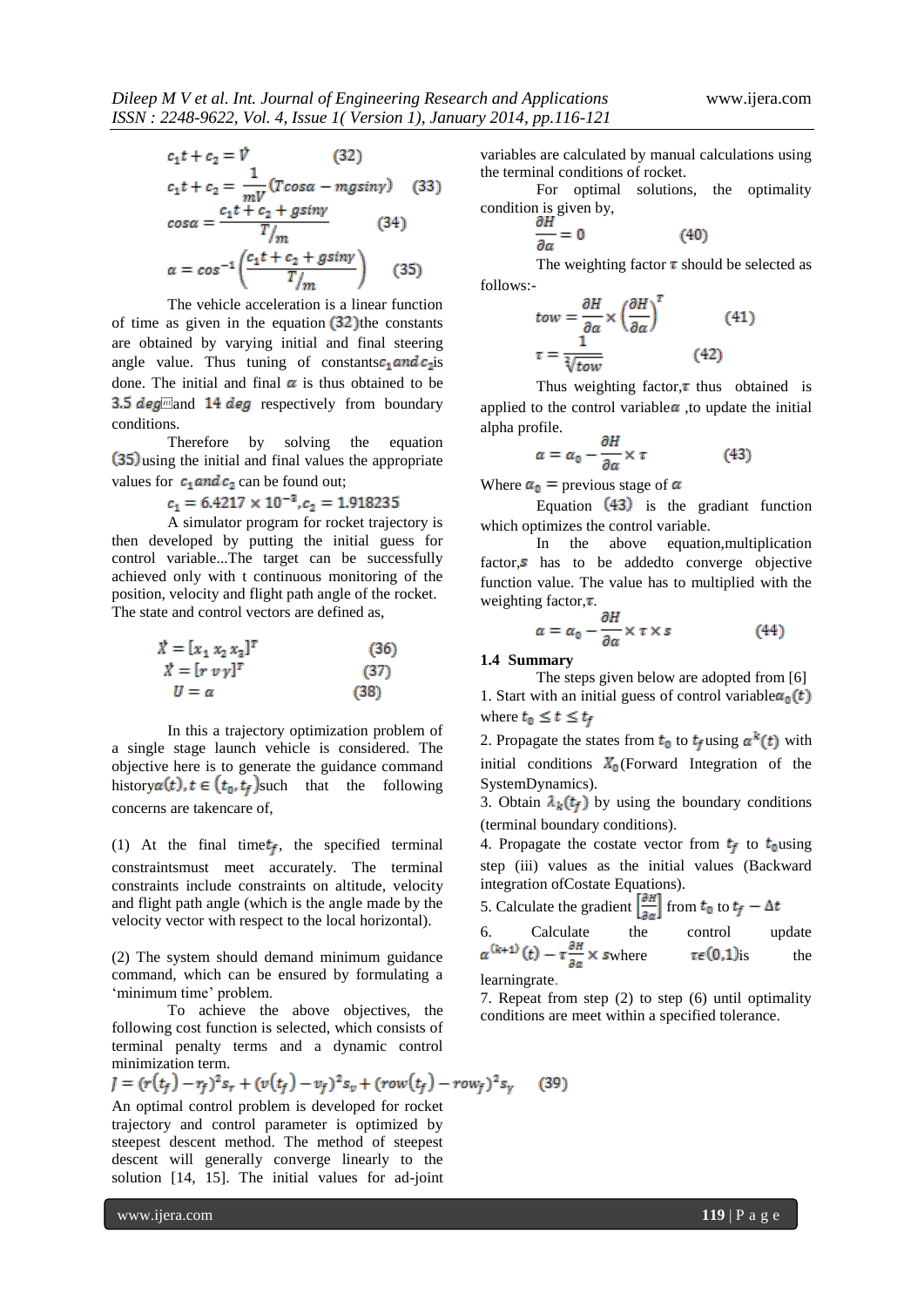$$c_1 t + c_2 = \dot{V} \qquad (32)$$

$$c_1 t + c_2 = \frac{1}{mV}(T\cos\alpha - mg\sin\gamma) \qquad (33)$$

$$\cos\alpha = \frac{c_1 t + c_2 + g\sin\gamma}{T/_m} \qquad (34)$$

$$\alpha = \cos^{-1}\left(\frac{c_1 t + c_2 + g\sin\gamma}{T/_m}\right) \qquad (35)$$

The vehicle acceleration is a linear function of time as given in the equation $(32)$the constants are obtained by varying initial and final steering angle value. Thus tuning of constants$c_1 \, and \, c_2$is done. The initial and final $\alpha$ is thus obtained to be $3.5 \; deg$and $14 \; deg$ respectively from boundary conditions.

Therefore by solving the equation $(35)$using the initial and final values the appropriate values for $c_1 \, and \, c_2$ can be found out;

$$c_1 = 6.4217 \times 10^{-3}, c_2 = 1.918235$$

A simulator program for rocket trajectory is then developed by putting the initial guess for control variable...The target can be successfully achieved only with t continuous monitoring of the position, velocity and flight path angle of the rocket. The state and control vectors are defined as,

$$\dot{X} = [x_1 \; x_2 \; x_3]^T \qquad (36)$$

$$\dot{X} = [r \; v \; \gamma]^T \qquad (37)$$

$$U = \alpha \qquad (38)$$

In this a trajectory optimization problem of a single stage launch vehicle is considered. The objective here is to generate the guidance command history$\alpha(t), t \in (t_0, t_f)$such that the following concerns are takencare of,

(1) At the final time$t_f$, the specified terminal constraintsmust meet accurately. The terminal constraints include constraints on altitude, velocity and flight path angle (which is the angle made by the velocity vector with respect to the local horizontal).

(2) The system should demand minimum guidance command, which can be ensured by formulating a 'minimum time' problem.

To achieve the above objectives, the following cost function is selected, which consists of terminal penalty terms and a dynamic control minimization term.

$$J = (r(t_f) - r_f)^2 s_r + (v(t_f) - v_f)^2 s_v + (row(t_f) - row_f)^2 s_\gamma \qquad (39)$$

An optimal control problem is developed for rocket trajectory and control parameter is optimized by steepest descent method. The method of steepest descent will generally converge linearly to the solution [14, 15]. The initial values for ad-joint variables are calculated by manual calculations using the terminal conditions of rocket.

For optimal solutions, the optimality condition is given by,

$$\frac{\partial H}{\partial \alpha} = 0 \qquad (40)$$

The weighting factor $\tau$ should be selected as follows:-

$$tow = \frac{\partial H}{\partial \alpha} \times \left(\frac{\partial H}{\partial \alpha}\right)^T \qquad (41)$$

$$\tau = \frac{1}{\sqrt[2]{tow}} \qquad (42)$$

Thus weighting factor,$\tau$ thus obtained is applied to the control variable$\alpha$ ,to update the initial alpha profile.

$$\alpha = \alpha_0 - \frac{\partial H}{\partial \alpha} \times \tau \qquad (43)$$

Where $\alpha_0$ = previous stage of $\alpha$

Equation $(43)$ is the gradiant function which optimizes the control variable.

In the above equation,multiplication factor,$s$ has to be addedto converge objective function value. The value has to multiplied with the weighting factor,$\tau$.

$$\alpha = \alpha_0 - \frac{\partial H}{\partial \alpha} \times \tau \times s \qquad (44)$$

### 1.4 Summary

The steps given below are adopted from [6]

1. Start with an initial guess of control variable$\alpha_0(t)$ where $t_0 \le t \le t_f$
2. Propagate the states from $t_0$ to $t_f$using $\alpha^k(t)$ with initial conditions $X_0$(Forward Integration of the SystemDynamics).
3. Obtain $\lambda_k(t_f)$ by using the boundary conditions (terminal boundary conditions).
4. Propagate the costate vector from $t_f$ to $t_0$using step (iii) values as the initial values (Backward integration ofCostate Equations).
5. Calculate the gradient $\left[\frac{\partial H}{\partial \alpha}\right]$ from $t_0$ to $t_f - \Delta t$
6. Calculate the control update $\alpha^{(k+1)}(t) - \tau\frac{\partial H}{\partial \alpha} \times s$where $\tau \epsilon (0,1)$is the learningrate.
7. Repeat from step (2) to step (6) until optimality conditions are meet within a specified tolerance.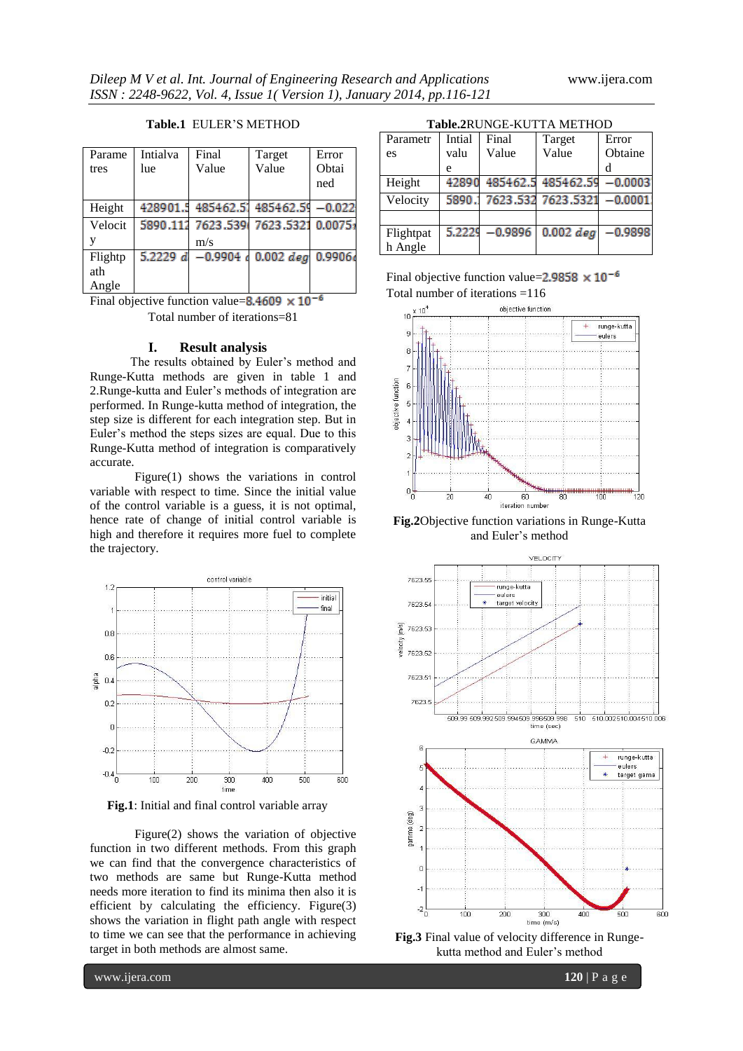**Table.1** EULER'S METHOD

| Parametres | Intialvalue | Final Value | Target Value | Error Obtained |
|---|---|---|---|---|
| Height | 428901.5 | 485462.5 | 485462.59 | −0.022 |
| Velocity | 5890.112 | 7623.539 m/s | 7623.5321 | 0.0075 |
| Flightpath Angle | 5.2229 d | −0.9904 | 0.002 $deg$ | 0.9906 |

Final objective function value=$8.4609 \times 10^{-6}$

Total number of iterations=81

**Table.2**RUNGE-KUTTA METHOD

| Parametres | Intial value | Final Value | Target Value | Error Obtained |
|---|---|---|---|---|
| Height | 42890 | 485462.5 | 485462.59 | −0.0003 |
| Velocity | 5890. | 7623.532 | 7623.5321 | −0.0001 |
| | | | | |
| Flightpath Angle | 5.2229 | −0.9896 | 0.002 $deg$ | −0.9898 |

Final objective function value=$2.9858 \times 10^{-6}$

Total number of iterations =116

## I. Result analysis

The results obtained by Euler's method and Runge-Kutta methods are given in table 1 and 2.Runge-kutta and Euler's methods of integration are performed. In Runge-kutta method of integration, the step size is different for each integration step. But in Euler's method the steps sizes are equal. Due to this Runge-Kutta method of integration is comparatively accurate.

Figure(1) shows the variations in control variable with respect to time. Since the initial value of the control variable is a guess, it is not optimal, hence rate of change of initial control variable is high and therefore it requires more fuel to complete the trajectory.

**Fig.1**: Initial and final control variable array

Figure(2) shows the variation of objective function in two different methods. From this graph we can find that the convergence characteristics of two methods are same but Runge-Kutta method needs more iteration to find its minima then also it is efficient by calculating the efficiency. Figure(3) shows the variation in flight path angle with respect to time we can see that the performance in achieving target in both methods are almost same.

**Fig.2**Objective function variations in Runge-Kutta and Euler's method

**Fig.3** Final value of velocity difference in Runge-kutta method and Euler's method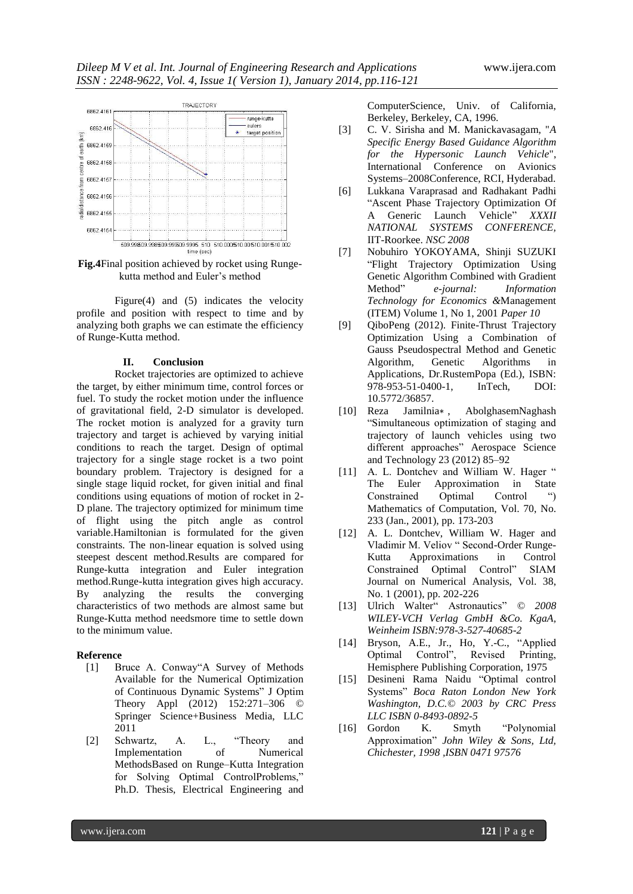TRAJECTORY

radial distance from centre of earth (km)

6862.4161
6862.416
6862.4159
6862.4158
6862.4157
6862.4156
6862.4155
6862.4154

509.998 509.9985 509.999 509.9995 510 510.0005 510.001 510.0015 510.002

time (sec)

runge-kutta
eulers
target position

**Fig.4**Final position achieved by rocket using Runge-kutta method and Euler's method

Figure(4) and (5) indicates the velocity profile and position with respect to time and by analyzing both graphs we can estimate the efficiency of Runge-Kutta method.

## II. Conclusion

Rocket trajectories are optimized to achieve the target, by either minimum time, control forces or fuel. To study the rocket motion under the influence of gravitational field, 2-D simulator is developed. The rocket motion is analyzed for a gravity turn trajectory and target is achieved by varying initial conditions to reach the target. Design of optimal trajectory for a single stage rocket is a two point boundary problem. Trajectory is designed for a single stage liquid rocket, for given initial and final conditions using equations of motion of rocket in 2-D plane. The trajectory optimized for minimum time of flight using the pitch angle as control variable.Hamiltonian is formulated for the given constraints. The non-linear equation is solved using steepest descent method.Results are compared for Runge-kutta integration and Euler integration method.Runge-kutta integration gives high accuracy. By analyzing the results the converging characteristics of two methods are almost same but Runge-Kutta method needsmore time to settle down to the minimum value.

## Reference

[1] Bruce A. Conway"A Survey of Methods Available for the Numerical Optimization of Continuous Dynamic Systems" J Optim Theory Appl (2012) 152:271–306 © Springer Science+Business Media, LLC 2011

[2] Schwartz, A. L., "Theory and Implementation of Numerical MethodsBased on Runge–Kutta Integration for Solving Optimal ControlProblems," Ph.D. Thesis, Electrical Engineering and ComputerScience, Univ. of California, Berkeley, Berkeley, CA, 1996.

[3] C. V. Sirisha and M. Manickavasagam, "*A Specific Energy Based Guidance Algorithm for the Hypersonic Launch Vehicle*", International Conference on Avionics Systems–2008Conference, RCI, Hyderabad.

[6] Lukkana Varaprasad and Radhakant Padhi "Ascent Phase Trajectory Optimization Of A Generic Launch Vehicle" *XXXII NATIONAL SYSTEMS CONFERENCE,* IIT-Roorkee. *NSC 2008*

[7] Nobuhiro YOKOYAMA, Shinji SUZUKI "Flight Trajectory Optimization Using Genetic Algorithm Combined with Gradient Method" *e-journal: Information Technology for Economics &*Management (ITEM) Volume 1, No 1, 2001 *Paper 10*

[9] QiboPeng (2012). Finite-Thrust Trajectory Optimization Using a Combination of Gauss Pseudospectral Method and Genetic Algorithm, Genetic Algorithms in Applications, Dr.RustemPopa (Ed.), ISBN: 978-953-51-0400-1, InTech, DOI: 10.5772/36857.

[10] Reza Jamilnia∗ , AbolghasemNaghash "Simultaneous optimization of staging and trajectory of launch vehicles using two different approaches" Aerospace Science and Technology 23 (2012) 85–92

[11] A. L. Dontchev and William W. Hager " The Euler Approximation in State Constrained Optimal Control ") Mathematics of Computation, Vol. 70, No. 233 (Jan., 2001), pp. 173-203

[12] A. L. Dontchev, William W. Hager and Vladimir M. Veliov " Second-Order Runge-Kutta Approximations in Control Constrained Optimal Control" SIAM Journal on Numerical Analysis, Vol. 38, No. 1 (2001), pp. 202-226

[13] Ulrich Walter" Astronautics" © *2008 WILEY-VCH Verlag GmbH &Co. KgaA, Weinheim ISBN:978-3-527-40685-2*

[14] Bryson, A.E., Jr., Ho, Y.-C., "Applied Optimal Control", Revised Printing, Hemisphere Publishing Corporation, 1975

[15] Desineni Rama Naidu "Optimal control Systems" *Boca Raton London New York Washington, D.C.© 2003 by CRC Press LLC ISBN 0-8493-0892-5*

[16] Gordon K. Smyth "Polynomial Approximation" *John Wiley & Sons, Ltd, Chichester, 1998 ,ISBN 0471 97576*